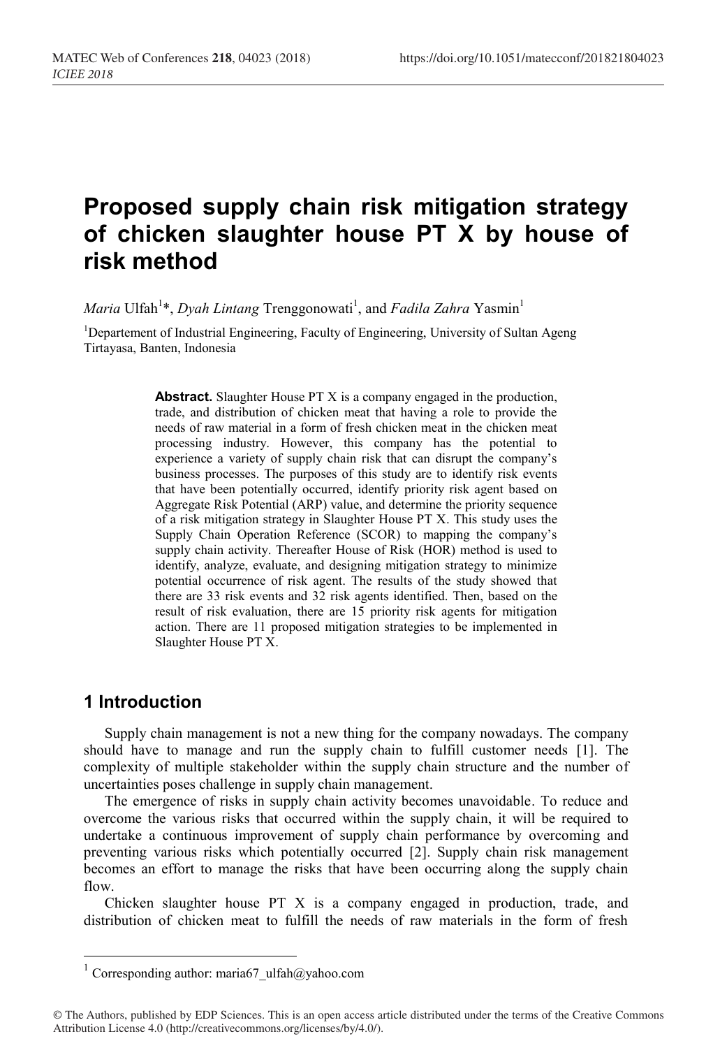# Proposed supply chain risk mitigation strategy of chicken slaughter house PT X by house of risk method

*Maria* Ulfah[1]*, *Dyah Lintang* Trenggonowati[1], and *Fadila Zahra* Yasmin[1]

[1]Departement of Industrial Engineering, Faculty of Engineering, University of Sultan Ageng Tirtayasa, Banten, Indonesia

**Abstract.** Slaughter House PT X is a company engaged in the production, trade, and distribution of chicken meat that having a role to provide the needs of raw material in a form of fresh chicken meat in the chicken meat processing industry. However, this company has the potential to experience a variety of supply chain risk that can disrupt the company's business processes. The purposes of this study are to identify risk events that have been potentially occurred, identify priority risk agent based on Aggregate Risk Potential (ARP) value, and determine the priority sequence of a risk mitigation strategy in Slaughter House PT X. This study uses the Supply Chain Operation Reference (SCOR) to mapping the company's supply chain activity. Thereafter House of Risk (HOR) method is used to identify, analyze, evaluate, and designing mitigation strategy to minimize potential occurrence of risk agent. The results of the study showed that there are 33 risk events and 32 risk agents identified. Then, based on the result of risk evaluation, there are 15 priority risk agents for mitigation action. There are 11 proposed mitigation strategies to be implemented in Slaughter House PT X.

## 1 Introduction

Supply chain management is not a new thing for the company nowadays. The company should have to manage and run the supply chain to fulfill customer needs [1]. The complexity of multiple stakeholder within the supply chain structure and the number of uncertainties poses challenge in supply chain management.

The emergence of risks in supply chain activity becomes unavoidable. To reduce and overcome the various risks that occurred within the supply chain, it will be required to undertake a continuous improvement of supply chain performance by overcoming and preventing various risks which potentially occurred [2]. Supply chain risk management becomes an effort to manage the risks that have been occurring along the supply chain flow.

Chicken slaughter house PT X is a company engaged in production, trade, and distribution of chicken meat to fulfill the needs of raw materials in the form of fresh

[1] Corresponding author: maria67_ulfah@yahoo.com

© The Authors, published by EDP Sciences. This is an open access article distributed under the terms of the Creative Commons Attribution License 4.0 (http://creativecommons.org/licenses/by/4.0/).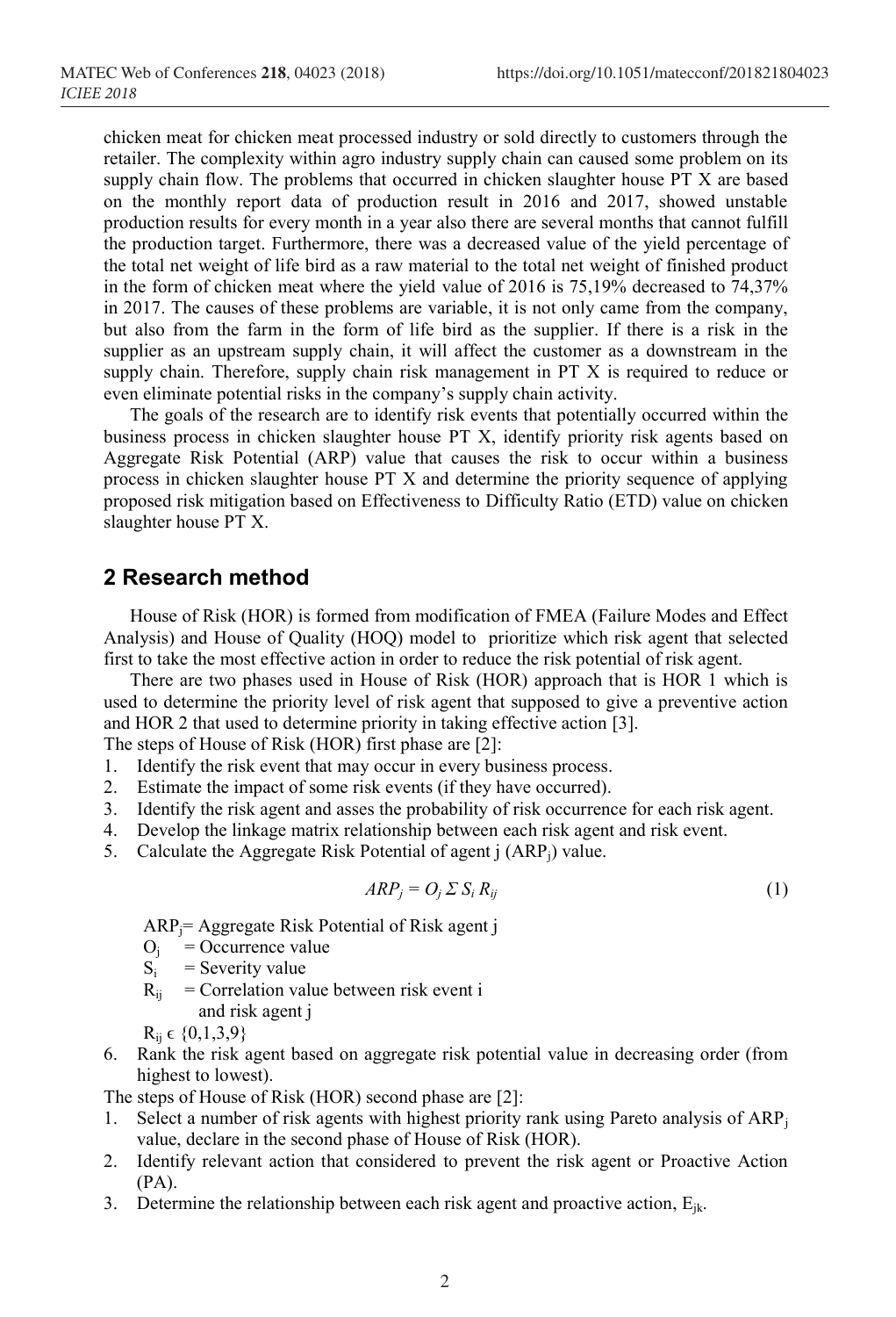chicken meat for chicken meat processed industry or sold directly to customers through the retailer. The complexity within agro industry supply chain can caused some problem on its supply chain flow. The problems that occurred in chicken slaughter house PT X are based on the monthly report data of production result in 2016 and 2017, showed unstable production results for every month in a year also there are several months that cannot fulfill the production target. Furthermore, there was a decreased value of the yield percentage of the total net weight of life bird as a raw material to the total net weight of finished product in the form of chicken meat where the yield value of 2016 is 75,19% decreased to 74,37% in 2017. The causes of these problems are variable, it is not only came from the company, but also from the farm in the form of life bird as the supplier. If there is a risk in the supplier as an upstream supply chain, it will affect the customer as a downstream in the supply chain. Therefore, supply chain risk management in PT X is required to reduce or even eliminate potential risks in the company's supply chain activity.

The goals of the research are to identify risk events that potentially occurred within the business process in chicken slaughter house PT X, identify priority risk agents based on Aggregate Risk Potential (ARP) value that causes the risk to occur within a business process in chicken slaughter house PT X and determine the priority sequence of applying proposed risk mitigation based on Effectiveness to Difficulty Ratio (ETD) value on chicken slaughter house PT X.

## 2 Research method

House of Risk (HOR) is formed from modification of FMEA (Failure Modes and Effect Analysis) and House of Quality (HOQ) model to prioritize which risk agent that selected first to take the most effective action in order to reduce the risk potential of risk agent.

There are two phases used in House of Risk (HOR) approach that is HOR 1 which is used to determine the priority level of risk agent that supposed to give a preventive action and HOR 2 that used to determine priority in taking effective action [3].

The steps of House of Risk (HOR) first phase are [2]:

1. Identify the risk event that may occur in every business process.
2. Estimate the impact of some risk events (if they have occurred).
3. Identify the risk agent and asses the probability of risk occurrence for each risk agent.
4. Develop the linkage matrix relationship between each risk agent and risk event.
5. Calculate the Aggregate Risk Potential of agent j ($ARP_j$) value.

$$ARP_j = O_j \Sigma S_i R_{ij} \tag{1}$$

$ARP_j$= Aggregate Risk Potential of Risk agent j

$O_j$ = Occurrence value

$S_i$ = Severity value

$R_{ij}$ = Correlation value between risk event i and risk agent j

$R_{ij} \in \{0,1,3,9\}$

6. Rank the risk agent based on aggregate risk potential value in decreasing order (from highest to lowest).

The steps of House of Risk (HOR) second phase are [2]:

1. Select a number of risk agents with highest priority rank using Pareto analysis of $ARP_j$ value, declare in the second phase of House of Risk (HOR).
2. Identify relevant action that considered to prevent the risk agent or Proactive Action (PA).
3. Determine the relationship between each risk agent and proactive action, $E_{jk}$.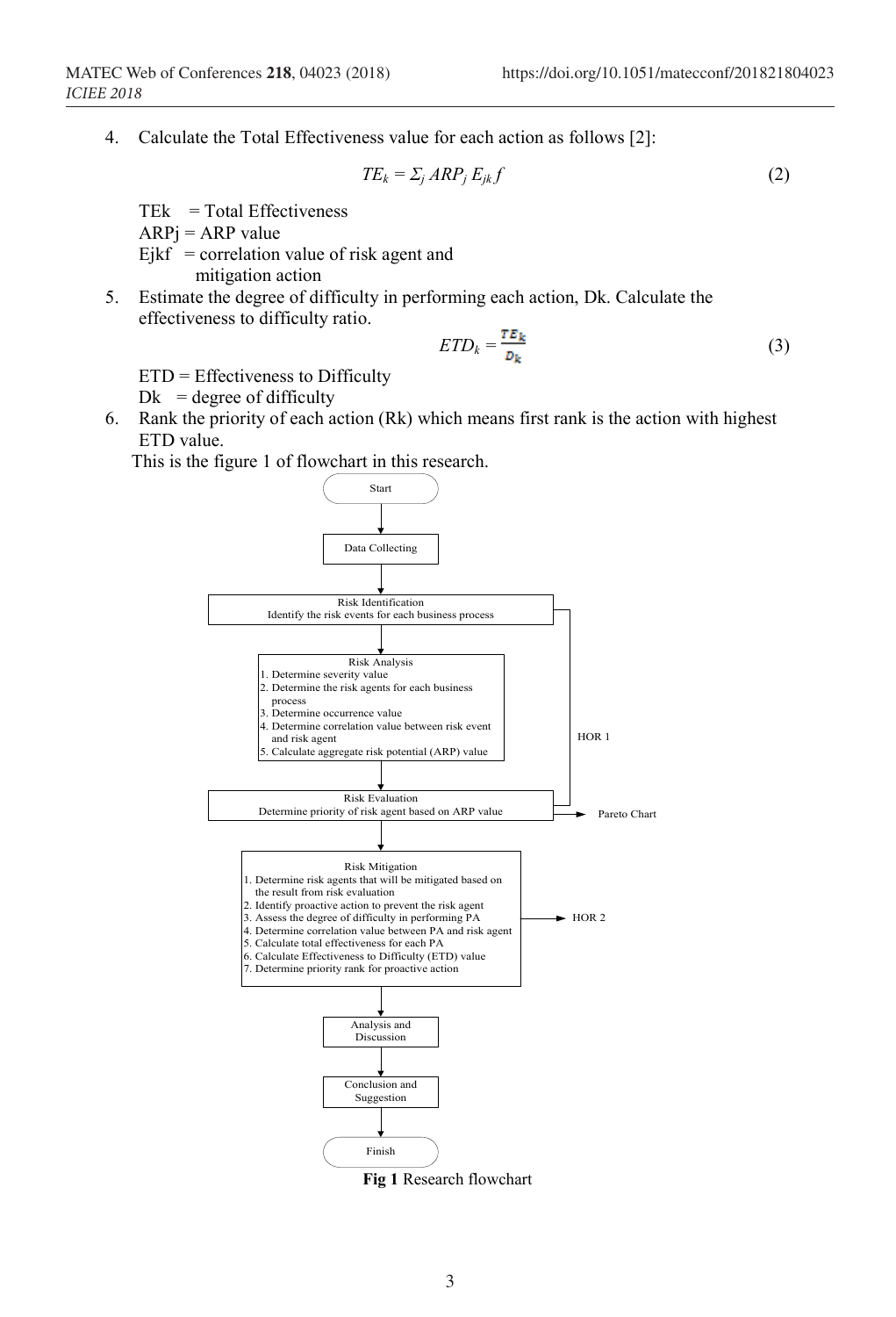4. Calculate the Total Effectiveness value for each action as follows [2]:

$$TE_k = \Sigma_j ARP_j E_{jk} f \tag{2}$$

TEk = Total Effectiveness
ARPj = ARP value
Ejkf = correlation value of risk agent and mitigation action

5. Estimate the degree of difficulty in performing each action, Dk. Calculate the effectiveness to difficulty ratio.

$$ETD_k = \frac{TE_k}{D_k} \tag{3}$$

ETD = Effectiveness to Difficulty
Dk = degree of difficulty

6. Rank the priority of each action (Rk) which means first rank is the action with highest ETD value.

This is the figure 1 of flowchart in this research.

Start

Data Collecting

Risk Identification
Identify the risk events for each business process

Risk Analysis
1. Determine severity value
2. Determine the risk agents for each business process
3. Determine occurrence value
4. Determine correlation value between risk event and risk agent
5. Calculate aggregate risk potential (ARP) value

HOR 1

Risk Evaluation
Determine priority of risk agent based on ARP value

Pareto Chart

Risk Mitigation
1. Determine risk agents that will be mitigated based on the result from risk evaluation
2. Identify proactive action to prevent the risk agent
3. Assess the degree of difficulty in performing PA
4. Determine correlation value between PA and risk agent
5. Calculate total effectiveness for each PA
6. Calculate Effectiveness to Difficulty (ETD) value
7. Determine priority rank for proactive action

HOR 2

Analysis and Discussion

Conclusion and Suggestion

Finish

**Fig 1** Research flowchart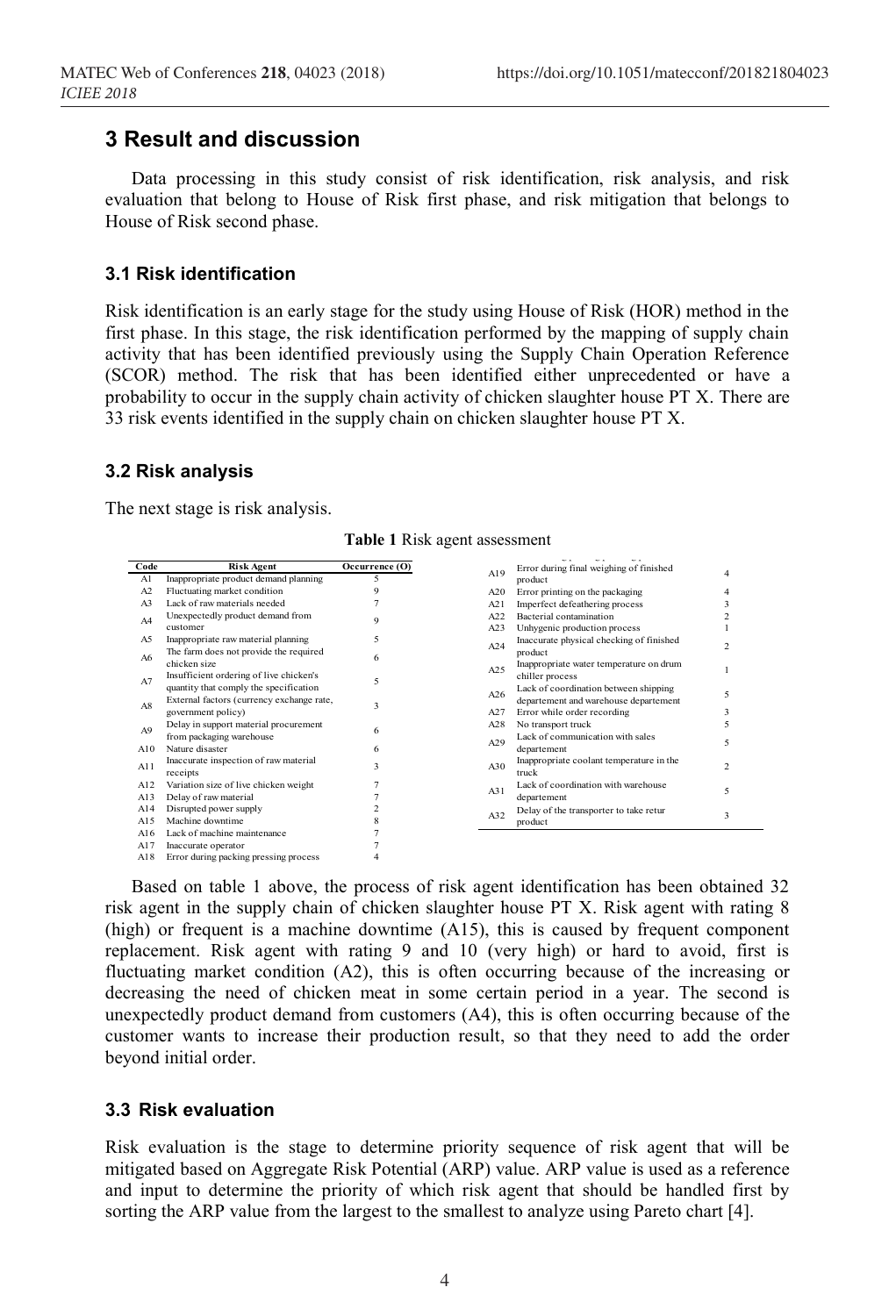# 3 Result and discussion

Data processing in this study consist of risk identification, risk analysis, and risk evaluation that belong to House of Risk first phase, and risk mitigation that belongs to House of Risk second phase.

## 3.1 Risk identification

Risk identification is an early stage for the study using House of Risk (HOR) method in the first phase. In this stage, the risk identification performed by the mapping of supply chain activity that has been identified previously using the Supply Chain Operation Reference (SCOR) method. The risk that has been identified either unprecedented or have a probability to occur in the supply chain activity of chicken slaughter house PT X. There are 33 risk events identified in the supply chain on chicken slaughter house PT X.

## 3.2 Risk analysis

The next stage is risk analysis.

**Table 1** Risk agent assessment

| Code | Risk Agent | Occurrence (O) |
|---|---|---|
| A1 | Inappropriate product demand planning | 5 |
| A2 | Fluctuating market condition | 9 |
| A3 | Lack of raw materials needed | 7 |
| A4 | Unexpectedly product demand from customer | 9 |
| A5 | Inappropriate raw material planning | 5 |
| A6 | The farm does not provide the required chicken size | 6 |
| A7 | Insufficient ordering of live chicken's quantity that comply the specification | 5 |
| A8 | External factors (currency exchange rate, government policy) | 3 |
| A9 | Delay in support material procurement from packaging warehouse | 6 |
| A10 | Nature disaster | 6 |
| A11 | Inaccurate inspection of raw material receipts | 3 |
| A12 | Variation size of live chicken weight | 7 |
| A13 | Delay of raw material | 7 |
| A14 | Disrupted power supply | 2 |
| A15 | Machine downtime | 8 |
| A16 | Lack of machine maintenance | 7 |
| A17 | Inaccurate operator | 7 |
| A18 | Error during packing pressing process | 4 |
| A19 | Error during final weighing of finished product | 4 |
| A20 | Error printing on the packaging | 4 |
| A21 | Imperfect defeathering process | 3 |
| A22 | Bacterial contamination | 2 |
| A23 | Unhygenic production process | 1 |
| A24 | Inaccurate physical checking of finished product | 2 |
| A25 | Inappropriate water temperature on drum chiller process | 1 |
| A26 | Lack of coordination between shipping departement and warehouse departement | 5 |
| A27 | Error while order recording | 3 |
| A28 | No transport truck | 5 |
| A29 | Lack of communication with sales departement | 5 |
| A30 | Inappropriate coolant temperature in the truck | 2 |
| A31 | Lack of coordination with warehouse departement | 5 |
| A32 | Delay of the transporter to take retur product | 3 |

Based on table 1 above, the process of risk agent identification has been obtained 32 risk agent in the supply chain of chicken slaughter house PT X. Risk agent with rating 8 (high) or frequent is a machine downtime (A15), this is caused by frequent component replacement. Risk agent with rating 9 and 10 (very high) or hard to avoid, first is fluctuating market condition (A2), this is often occurring because of the increasing or decreasing the need of chicken meat in some certain period in a year. The second is unexpectedly product demand from customers (A4), this is often occurring because of the customer wants to increase their production result, so that they need to add the order beyond initial order.

## 3.3 Risk evaluation

Risk evaluation is the stage to determine priority sequence of risk agent that will be mitigated based on Aggregate Risk Potential (ARP) value. ARP value is used as a reference and input to determine the priority of which risk agent that should be handled first by sorting the ARP value from the largest to the smallest to analyze using Pareto chart [4].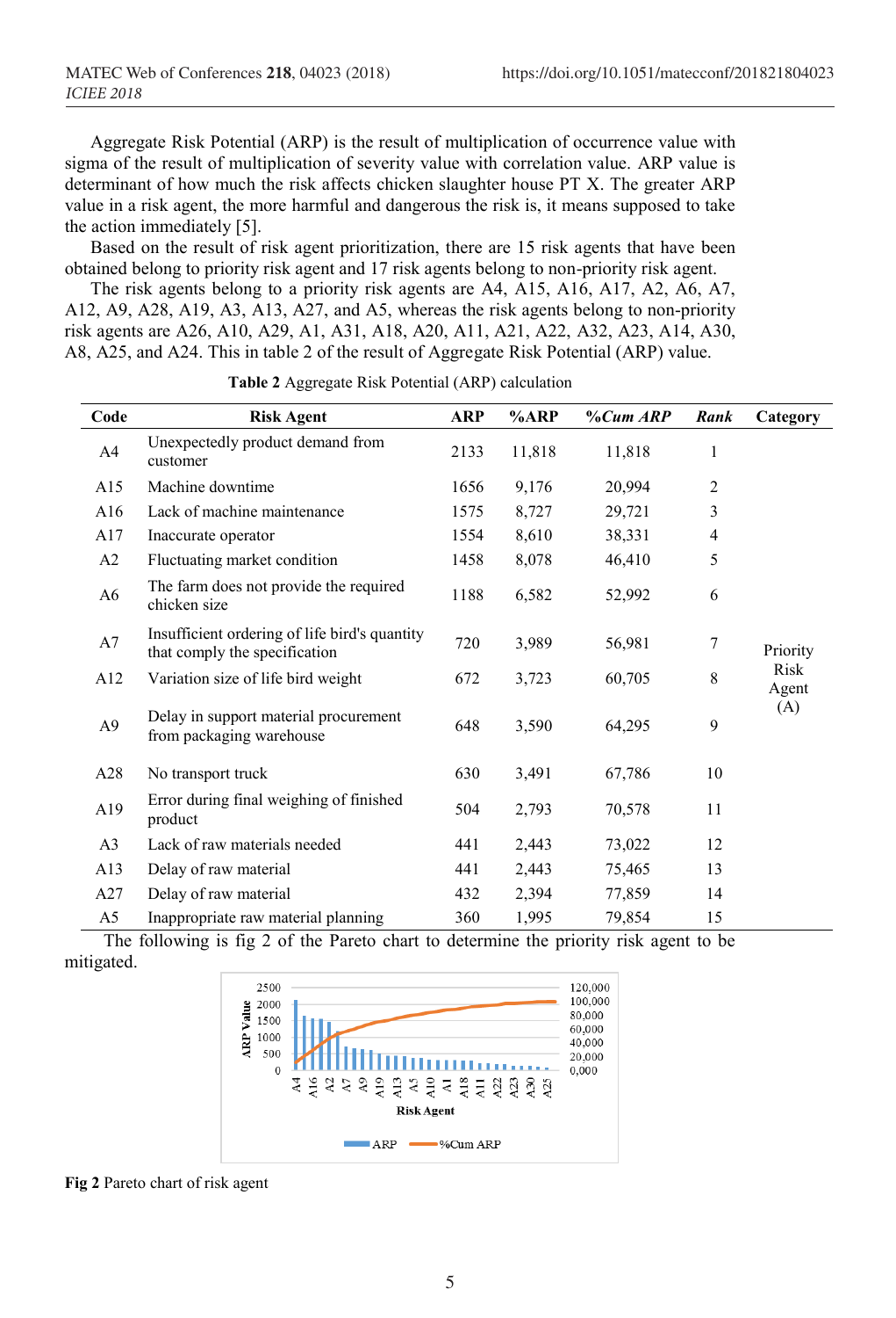Aggregate Risk Potential (ARP) is the result of multiplication of occurrence value with sigma of the result of multiplication of severity value with correlation value. ARP value is determinant of how much the risk affects chicken slaughter house PT X. The greater ARP value in a risk agent, the more harmful and dangerous the risk is, it means supposed to take the action immediately [5].

Based on the result of risk agent prioritization, there are 15 risk agents that have been obtained belong to priority risk agent and 17 risk agents belong to non-priority risk agent.

The risk agents belong to a priority risk agents are A4, A15, A16, A17, A2, A6, A7, A12, A9, A28, A19, A3, A13, A27, and A5, whereas the risk agents belong to non-priority risk agents are A26, A10, A29, A1, A31, A18, A20, A11, A21, A22, A32, A23, A14, A30, A8, A25, and A24. This in table 2 of the result of Aggregate Risk Potential (ARP) value.

**Table 2** Aggregate Risk Potential (ARP) calculation

| Code | Risk Agent | ARP | %ARP | *%Cum ARP* | *Rank* | Category |
|---|---|---|---|---|---|---|
| A4 | Unexpectedly product demand from customer | 2133 | 11,818 | 11,818 | 1 | Priority Risk Agent (A) |
| A15 | Machine downtime | 1656 | 9,176 | 20,994 | 2 | |
| A16 | Lack of machine maintenance | 1575 | 8,727 | 29,721 | 3 | |
| A17 | Inaccurate operator | 1554 | 8,610 | 38,331 | 4 | |
| A2 | Fluctuating market condition | 1458 | 8,078 | 46,410 | 5 | |
| A6 | The farm does not provide the required chicken size | 1188 | 6,582 | 52,992 | 6 | |
| A7 | Insufficient ordering of life bird's quantity that comply the specification | 720 | 3,989 | 56,981 | 7 | |
| A12 | Variation size of life bird weight | 672 | 3,723 | 60,705 | 8 | |
| A9 | Delay in support material procurement from packaging warehouse | 648 | 3,590 | 64,295 | 9 | |
| A28 | No transport truck | 630 | 3,491 | 67,786 | 10 | |
| A19 | Error during final weighing of finished product | 504 | 2,793 | 70,578 | 11 | |
| A3 | Lack of raw materials needed | 441 | 2,443 | 73,022 | 12 | |
| A13 | Delay of raw material | 441 | 2,443 | 75,465 | 13 | |
| A27 | Delay of raw material | 432 | 2,394 | 77,859 | 14 | |
| A5 | Inappropriate raw material planning | 360 | 1,995 | 79,854 | 15 | |

The following is fig 2 of the Pareto chart to determine the priority risk agent to be mitigated.

**Fig 2** Pareto chart of risk agent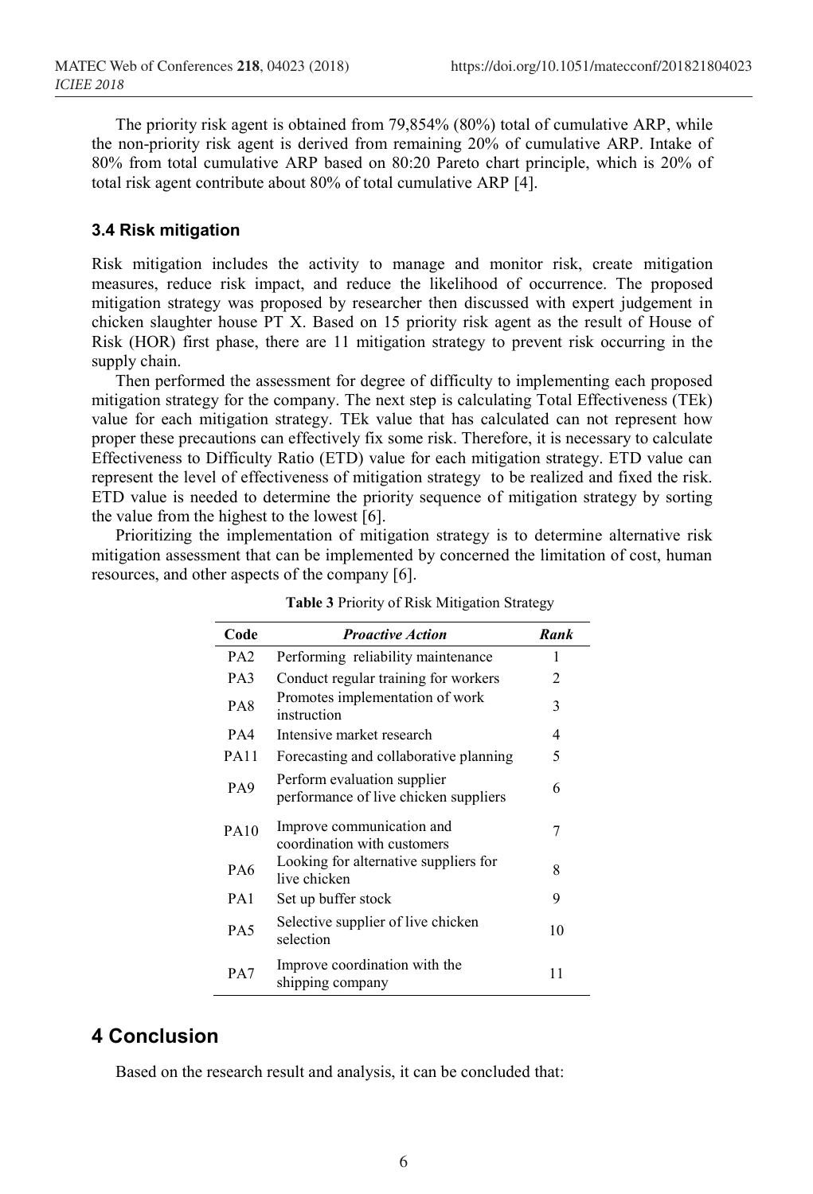The priority risk agent is obtained from 79,854% (80%) total of cumulative ARP, while the non-priority risk agent is derived from remaining 20% of cumulative ARP. Intake of 80% from total cumulative ARP based on 80:20 Pareto chart principle, which is 20% of total risk agent contribute about 80% of total cumulative ARP [4].

### 3.4 Risk mitigation

Risk mitigation includes the activity to manage and monitor risk, create mitigation measures, reduce risk impact, and reduce the likelihood of occurrence. The proposed mitigation strategy was proposed by researcher then discussed with expert judgement in chicken slaughter house PT X. Based on 15 priority risk agent as the result of House of Risk (HOR) first phase, there are 11 mitigation strategy to prevent risk occurring in the supply chain.

Then performed the assessment for degree of difficulty to implementing each proposed mitigation strategy for the company. The next step is calculating Total Effectiveness (TEk) value for each mitigation strategy. TEk value that has calculated can not represent how proper these precautions can effectively fix some risk. Therefore, it is necessary to calculate Effectiveness to Difficulty Ratio (ETD) value for each mitigation strategy. ETD value can represent the level of effectiveness of mitigation strategy to be realized and fixed the risk. ETD value is needed to determine the priority sequence of mitigation strategy by sorting the value from the highest to the lowest [6].

Prioritizing the implementation of mitigation strategy is to determine alternative risk mitigation assessment that can be implemented by concerned the limitation of cost, human resources, and other aspects of the company [6].

**Table 3** Priority of Risk Mitigation Strategy

| Code | *Proactive Action* | *Rank* |
|---|---|---|
| PA2 | Performing reliability maintenance | 1 |
| PA3 | Conduct regular training for workers | 2 |
| PA8 | Promotes implementation of work instruction | 3 |
| PA4 | Intensive market research | 4 |
| PA11 | Forecasting and collaborative planning | 5 |
| PA9 | Perform evaluation supplier performance of live chicken suppliers | 6 |
| PA10 | Improve communication and coordination with customers | 7 |
| PA6 | Looking for alternative suppliers for live chicken | 8 |
| PA1 | Set up buffer stock | 9 |
| PA5 | Selective supplier of live chicken selection | 10 |
| PA7 | Improve coordination with the shipping company | 11 |

## 4 Conclusion

Based on the research result and analysis, it can be concluded that: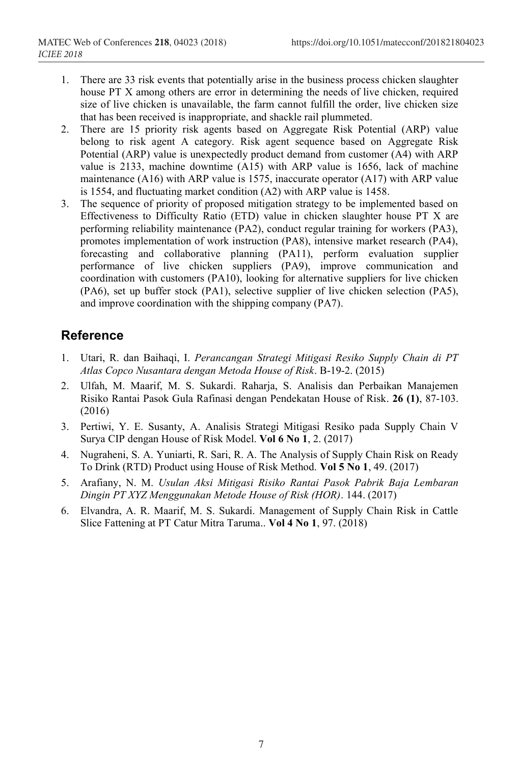1. There are 33 risk events that potentially arise in the business process chicken slaughter house PT X among others are error in determining the needs of live chicken, required size of live chicken is unavailable, the farm cannot fulfill the order, live chicken size that has been received is inappropriate, and shackle rail plummeted.
2. There are 15 priority risk agents based on Aggregate Risk Potential (ARP) value belong to risk agent A category. Risk agent sequence based on Aggregate Risk Potential (ARP) value is unexpectedly product demand from customer (A4) with ARP value is 2133, machine downtime (A15) with ARP value is 1656, lack of machine maintenance (A16) with ARP value is 1575, inaccurate operator (A17) with ARP value is 1554, and fluctuating market condition (A2) with ARP value is 1458.
3. The sequence of priority of proposed mitigation strategy to be implemented based on Effectiveness to Difficulty Ratio (ETD) value in chicken slaughter house PT X are performing reliability maintenance (PA2), conduct regular training for workers (PA3), promotes implementation of work instruction (PA8), intensive market research (PA4), forecasting and collaborative planning (PA11), perform evaluation supplier performance of live chicken suppliers (PA9), improve communication and coordination with customers (PA10), looking for alternative suppliers for live chicken (PA6), set up buffer stock (PA1), selective supplier of live chicken selection (PA5), and improve coordination with the shipping company (PA7).

## Reference

1. Utari, R. dan Baihaqi, I. *Perancangan Strategi Mitigasi Resiko Supply Chain di PT Atlas Copco Nusantara dengan Metoda House of Risk*. B-19-2. (2015)
2. Ulfah, M. Maarif, M. S. Sukardi. Raharja, S. Analisis dan Perbaikan Manajemen Risiko Rantai Pasok Gula Rafinasi dengan Pendekatan House of Risk. **26 (1)**, 87-103. (2016)
3. Pertiwi, Y. E. Susanty, A. Analisis Strategi Mitigasi Resiko pada Supply Chain V Surya CIP dengan House of Risk Model. **Vol 6 No 1**, 2. (2017)
4. Nugraheni, S. A. Yuniarti, R. Sari, R. A. The Analysis of Supply Chain Risk on Ready To Drink (RTD) Product using House of Risk Method. **Vol 5 No 1**, 49. (2017)
5. Arafiany, N. M. *Usulan Aksi Mitigasi Risiko Rantai Pasok Pabrik Baja Lembaran Dingin PT XYZ Menggunakan Metode House of Risk (HOR)*. 144. (2017)
6. Elvandra, A. R. Maarif, M. S. Sukardi. Management of Supply Chain Risk in Cattle Slice Fattening at PT Catur Mitra Taruma.. **Vol 4 No 1**, 97. (2018)